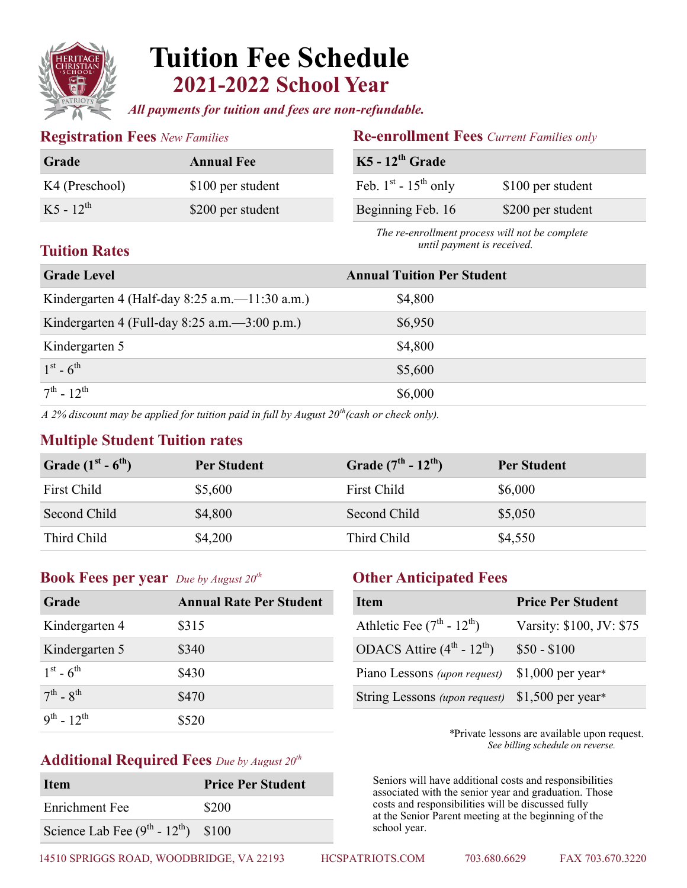# Tuition Fee Schedule

## 2021-2022 School Year

***All payments for tuition and fees are non-refundable.***

### Registration Fees *New Families*

| Grade | Annual Fee |
|---|---|
| K4 (Preschool) | $100 per student |
| K5 - 12th | $200 per student |

### Re-enrollment Fees *Current Families only*

| K5 - 12th Grade | |
|---|---|
| Feb. 1st - 15th only | $100 per student |
| Beginning Feb. 16 | $200 per student |

*The re-enrollment process will not be complete until payment is received.*

### Tuition Rates

| Grade Level | Annual Tuition Per Student |
|---|---|
| Kindergarten 4 (Half-day 8:25 a.m.—11:30 a.m.) | $4,800 |
| Kindergarten 4 (Full-day 8:25 a.m.—3:00 p.m.) | $6,950 |
| Kindergarten 5 | $4,800 |
| 1st - 6th | $5,600 |
| 7th - 12th | $6,000 |

*A 2% discount may be applied for tuition paid in full by August 20th (cash or check only).*

### Multiple Student Tuition rates

| Grade (1st - 6th) | Per Student | Grade (7th - 12th) | Per Student |
|---|---|---|---|
| First Child | $5,600 | First Child | $6,000 |
| Second Child | $4,800 | Second Child | $5,050 |
| Third Child | $4,200 | Third Child | $4,550 |

### Book Fees per year *Due by August 20th*

| Grade | Annual Rate Per Student |
|---|---|
| Kindergarten 4 | $315 |
| Kindergarten 5 | $340 |
| 1st - 6th | $430 |
| 7th - 8th | $470 |
| 9th - 12th | $520 |

### Additional Required Fees *Due by August 20th*

| Item | Price Per Student |
|---|---|
| Enrichment Fee | $200 |
| Science Lab Fee (9th - 12th) | $100 |

### Other Anticipated Fees

| Item | Price Per Student |
|---|---|
| Athletic Fee (7th - 12th) | Varsity: $100, JV: $75 |
| ODACS Attire (4th - 12th) | $50 - $100 |
| Piano Lessons *(upon request)* | $1,000 per year* |
| String Lessons *(upon request)* | $1,500 per year* |

*Private lessons are available upon request.
*See billing schedule on reverse.*

Seniors will have additional costs and responsibilities associated with the senior year and graduation. Those costs and responsibilities will be discussed fully at the Senior Parent meeting at the beginning of the school year.

14510 SPRIGGS ROAD, WOODBRIDGE, VA 22193 HCSPATRIOTS.COM 703.680.6629 FAX 703.670.3220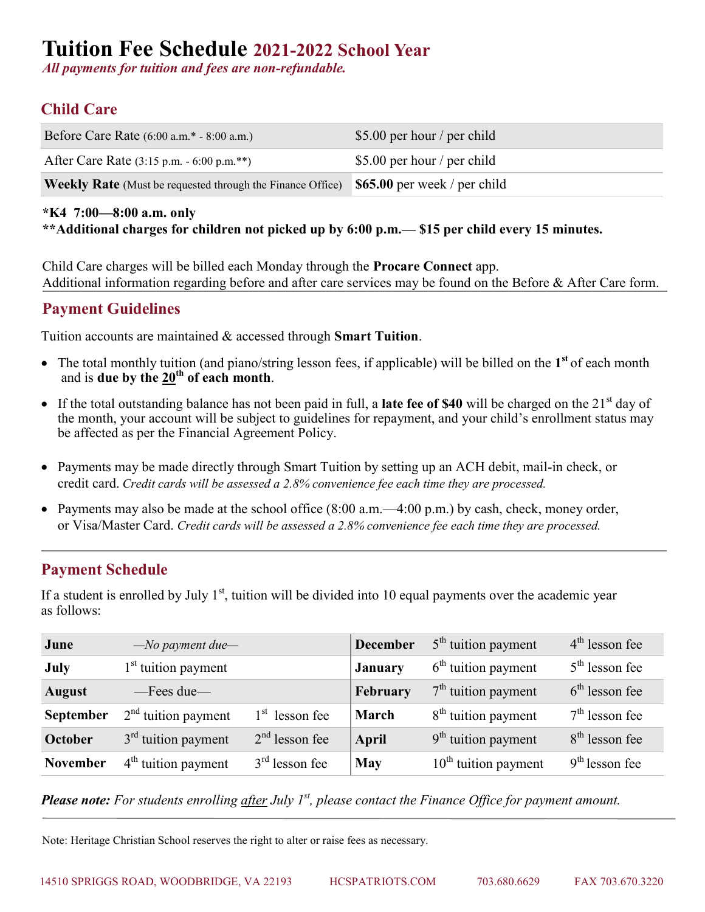# Tuition Fee Schedule 2021-2022 School Year

***All payments for tuition and fees are non-refundable.***

## Child Care

| | |
|---|---|
| Before Care Rate (6:00 a.m.* - 8:00 a.m.) | $5.00 per hour / per child |
| After Care Rate (3:15 p.m. - 6:00 p.m.**) | $5.00 per hour / per child |
| **Weekly Rate** (Must be requested through the Finance Office) | **$65.00** per week / per child |

**\*K4 7:00—8:00 a.m. only**

**\*\*Additional charges for children not picked up by 6:00 p.m.— $15 per child every 15 minutes.**

Child Care charges will be billed each Monday through the **Procare Connect** app.
Additional information regarding before and after care services may be found on the Before & After Care form.

## Payment Guidelines

Tuition accounts are maintained & accessed through **Smart Tuition**.

- The total monthly tuition (and piano/string lesson fees, if applicable) will be billed on the **1st** of each month and is **due by the 20th of each month**.
- If the total outstanding balance has not been paid in full, a **late fee of $40** will be charged on the 21st day of the month, your account will be subject to guidelines for repayment, and your child's enrollment status may be affected as per the Financial Agreement Policy.
- Payments may be made directly through Smart Tuition by setting up an ACH debit, mail-in check, or credit card. *Credit cards will be assessed a 2.8% convenience fee each time they are processed.*
- Payments may also be made at the school office (8:00 a.m.—4:00 p.m.) by cash, check, money order, or Visa/Master Card. *Credit cards will be assessed a 2.8% convenience fee each time they are processed.*

## Payment Schedule

If a student is enrolled by July 1st, tuition will be divided into 10 equal payments over the academic year as follows:

| | | | | | |
|---|---|---|---|---|---|
| **June** | *—No payment due—* | | **December** | 5th tuition payment | 4th lesson fee |
| **July** | 1st tuition payment | | **January** | 6th tuition payment | 5th lesson fee |
| **August** | —Fees due— | | **February** | 7th tuition payment | 6th lesson fee |
| **September** | 2nd tuition payment | 1st lesson fee | **March** | 8th tuition payment | 7th lesson fee |
| **October** | 3rd tuition payment | 2nd lesson fee | **April** | 9th tuition payment | 8th lesson fee |
| **November** | 4th tuition payment | 3rd lesson fee | **May** | 10th tuition payment | 9th lesson fee |

***Please note:*** *For students enrolling after July 1st, please contact the Finance Office for payment amount.*

Note: Heritage Christian School reserves the right to alter or raise fees as necessary.

14510 SPRIGGS ROAD, WOODBRIDGE, VA 22193 HCSPATRIOTS.COM 703.680.6629 FAX 703.670.3220